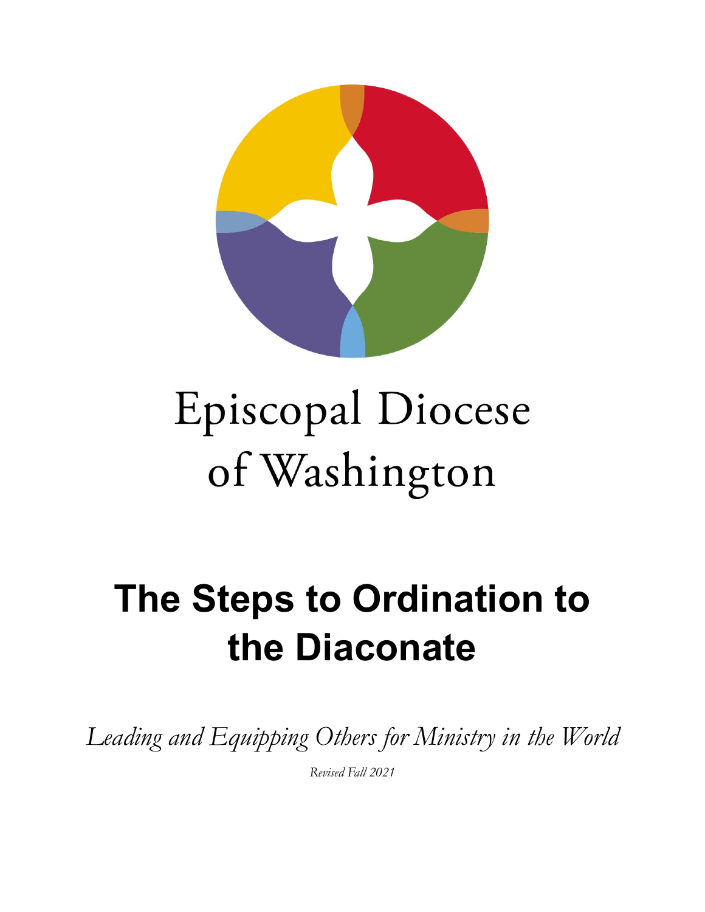Episcopal Diocese of Washington

# The Steps to Ordination to the Diaconate

*Leading and Equipping Others for Ministry in the World*

*Revised Fall 2021*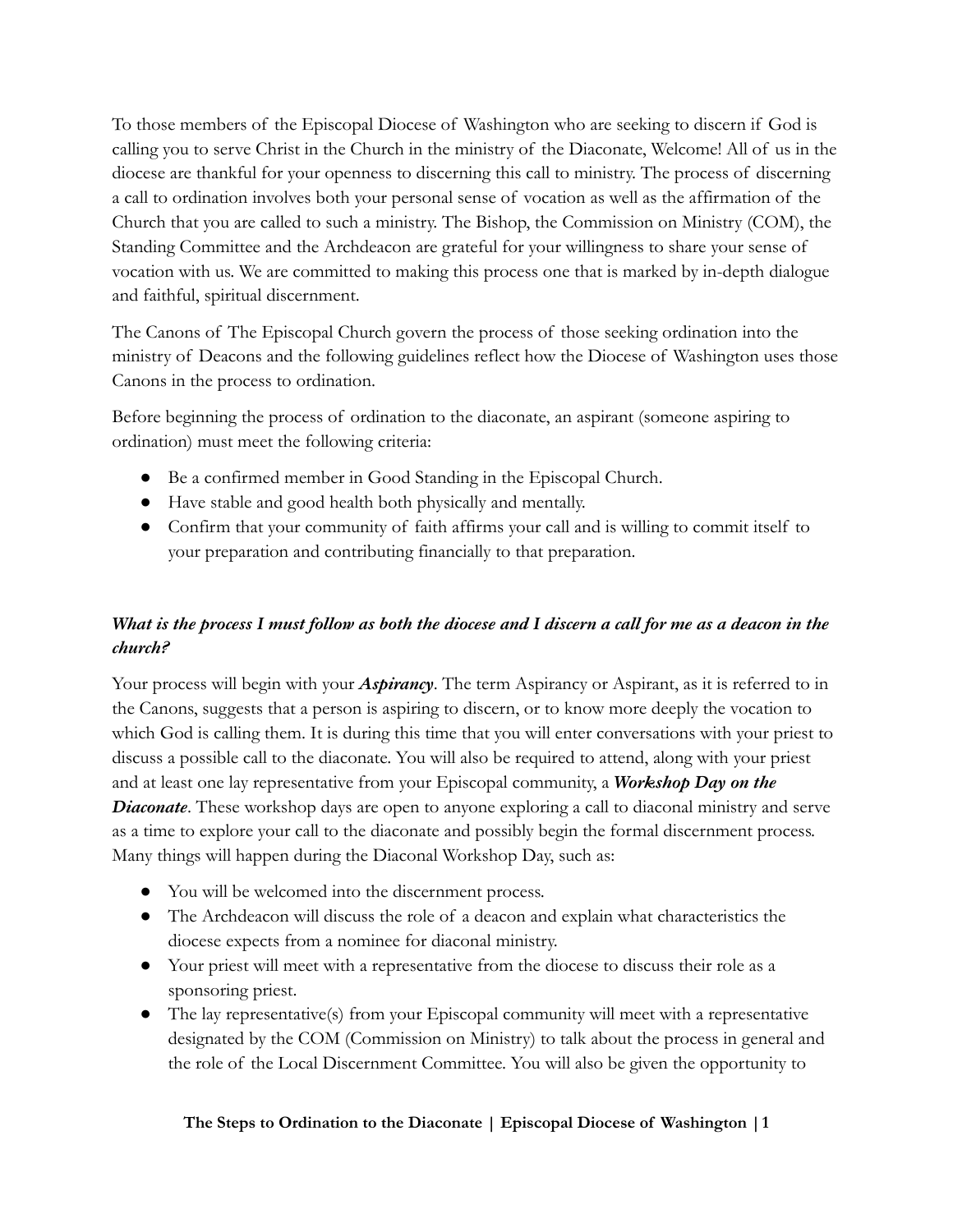To those members of the Episcopal Diocese of Washington who are seeking to discern if God is calling you to serve Christ in the Church in the ministry of the Diaconate, Welcome! All of us in the diocese are thankful for your openness to discerning this call to ministry. The process of discerning a call to ordination involves both your personal sense of vocation as well as the affirmation of the Church that you are called to such a ministry. The Bishop, the Commission on Ministry (COM), the Standing Committee and the Archdeacon are grateful for your willingness to share your sense of vocation with us. We are committed to making this process one that is marked by in-depth dialogue and faithful, spiritual discernment.

The Canons of The Episcopal Church govern the process of those seeking ordination into the ministry of Deacons and the following guidelines reflect how the Diocese of Washington uses those Canons in the process to ordination.

Before beginning the process of ordination to the diaconate, an aspirant (someone aspiring to ordination) must meet the following criteria:

- Be a confirmed member in Good Standing in the Episcopal Church.
- Have stable and good health both physically and mentally.
- Confirm that your community of faith affirms your call and is willing to commit itself to your preparation and contributing financially to that preparation.

### *What is the process I must follow as both the diocese and I discern a call for me as a deacon in the church?*

Your process will begin with your ***Aspirancy***. The term Aspirancy or Aspirant, as it is referred to in the Canons, suggests that a person is aspiring to discern, or to know more deeply the vocation to which God is calling them. It is during this time that you will enter conversations with your priest to discuss a possible call to the diaconate. You will also be required to attend, along with your priest and at least one lay representative from your Episcopal community, a ***Workshop Day on the Diaconate***. These workshop days are open to anyone exploring a call to diaconal ministry and serve as a time to explore your call to the diaconate and possibly begin the formal discernment process. Many things will happen during the Diaconal Workshop Day, such as:

- You will be welcomed into the discernment process.
- The Archdeacon will discuss the role of a deacon and explain what characteristics the diocese expects from a nominee for diaconal ministry.
- Your priest will meet with a representative from the diocese to discuss their role as a sponsoring priest.
- The lay representative(s) from your Episcopal community will meet with a representative designated by the COM (Commission on Ministry) to talk about the process in general and the role of the Local Discernment Committee. You will also be given the opportunity to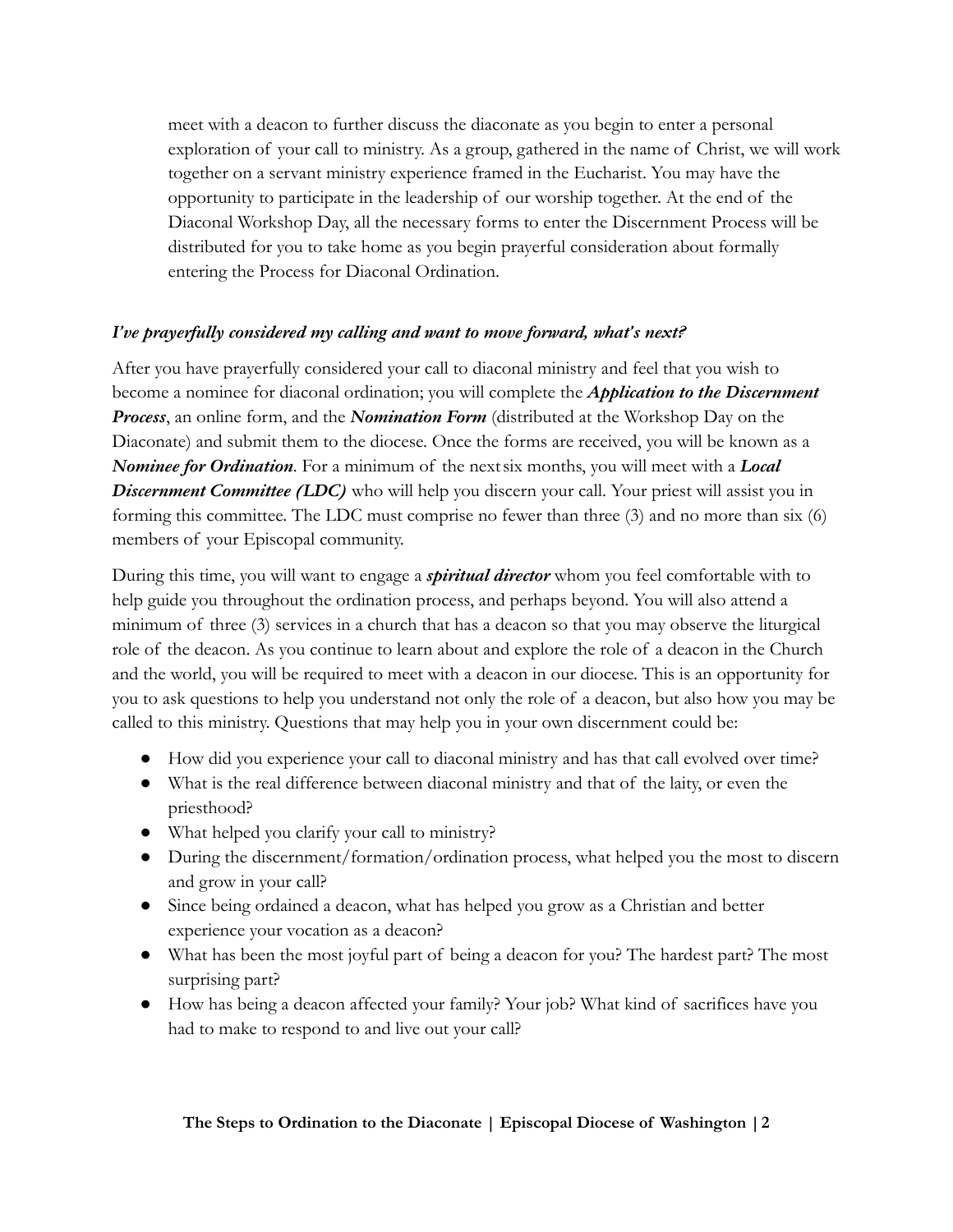meet with a deacon to further discuss the diaconate as you begin to enter a personal exploration of your call to ministry. As a group, gathered in the name of Christ, we will work together on a servant ministry experience framed in the Eucharist. You may have the opportunity to participate in the leadership of our worship together. At the end of the Diaconal Workshop Day, all the necessary forms to enter the Discernment Process will be distributed for you to take home as you begin prayerful consideration about formally entering the Process for Diaconal Ordination.

***I've prayerfully considered my calling and want to move forward, what's next?***

After you have prayerfully considered your call to diaconal ministry and feel that you wish to become a nominee for diaconal ordination; you will complete the ***Application to the Discernment Process***, an online form, and the ***Nomination Form*** (distributed at the Workshop Day on the Diaconate) and submit them to the diocese. Once the forms are received, you will be known as a ***Nominee for Ordination***. For a minimum of the next six months, you will meet with a ***Local Discernment Committee (LDC)*** who will help you discern your call. Your priest will assist you in forming this committee. The LDC must comprise no fewer than three (3) and no more than six (6) members of your Episcopal community.

During this time, you will want to engage a ***spiritual director*** whom you feel comfortable with to help guide you throughout the ordination process, and perhaps beyond. You will also attend a minimum of three (3) services in a church that has a deacon so that you may observe the liturgical role of the deacon. As you continue to learn about and explore the role of a deacon in the Church and the world, you will be required to meet with a deacon in our diocese. This is an opportunity for you to ask questions to help you understand not only the role of a deacon, but also how you may be called to this ministry. Questions that may help you in your own discernment could be:

- How did you experience your call to diaconal ministry and has that call evolved over time?
- What is the real difference between diaconal ministry and that of the laity, or even the priesthood?
- What helped you clarify your call to ministry?
- During the discernment/formation/ordination process, what helped you the most to discern and grow in your call?
- Since being ordained a deacon, what has helped you grow as a Christian and better experience your vocation as a deacon?
- What has been the most joyful part of being a deacon for you? The hardest part? The most surprising part?
- How has being a deacon affected your family? Your job? What kind of sacrifices have you had to make to respond to and live out your call?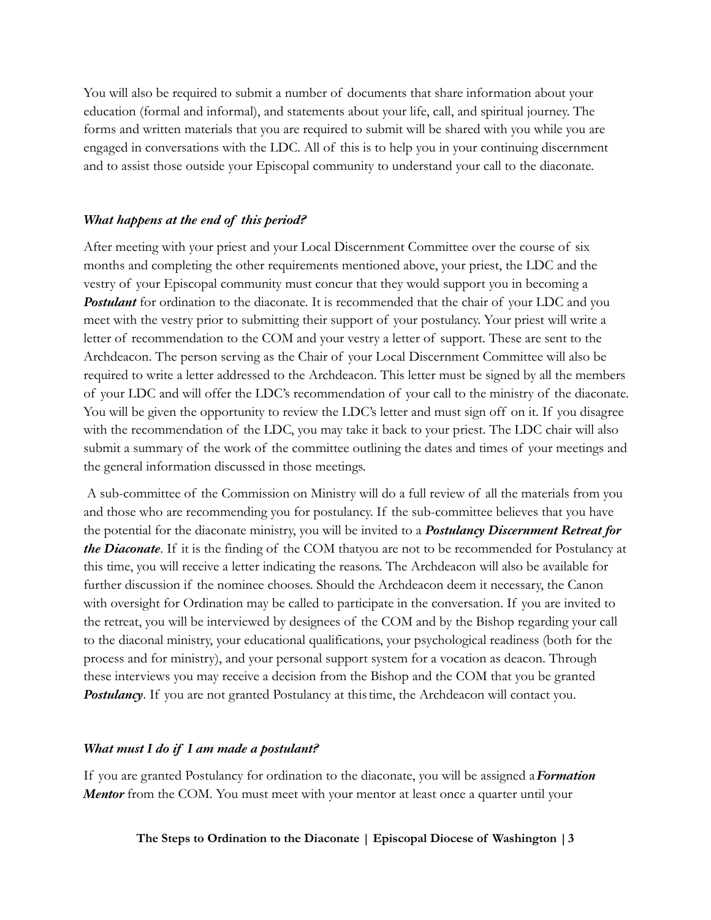You will also be required to submit a number of documents that share information about your education (formal and informal), and statements about your life, call, and spiritual journey. The forms and written materials that you are required to submit will be shared with you while you are engaged in conversations with the LDC. All of this is to help you in your continuing discernment and to assist those outside your Episcopal community to understand your call to the diaconate.

### *What happens at the end of this period?*

After meeting with your priest and your Local Discernment Committee over the course of six months and completing the other requirements mentioned above, your priest, the LDC and the vestry of your Episcopal community must concur that they would support you in becoming a ***Postulant*** for ordination to the diaconate. It is recommended that the chair of your LDC and you meet with the vestry prior to submitting their support of your postulancy. Your priest will write a letter of recommendation to the COM and your vestry a letter of support. These are sent to the Archdeacon. The person serving as the Chair of your Local Discernment Committee will also be required to write a letter addressed to the Archdeacon. This letter must be signed by all the members of your LDC and will offer the LDC's recommendation of your call to the ministry of the diaconate. You will be given the opportunity to review the LDC's letter and must sign off on it. If you disagree with the recommendation of the LDC, you may take it back to your priest. The LDC chair will also submit a summary of the work of the committee outlining the dates and times of your meetings and the general information discussed in those meetings.

A sub-committee of the Commission on Ministry will do a full review of all the materials from you and those who are recommending you for postulancy. If the sub-committee believes that you have the potential for the diaconate ministry, you will be invited to a ***Postulancy Discernment Retreat for the Diaconate***. If it is the finding of the COM thatyou are not to be recommended for Postulancy at this time, you will receive a letter indicating the reasons. The Archdeacon will also be available for further discussion if the nominee chooses. Should the Archdeacon deem it necessary, the Canon with oversight for Ordination may be called to participate in the conversation. If you are invited to the retreat, you will be interviewed by designees of the COM and by the Bishop regarding your call to the diaconal ministry, your educational qualifications, your psychological readiness (both for the process and for ministry), and your personal support system for a vocation as deacon. Through these interviews you may receive a decision from the Bishop and the COM that you be granted ***Postulancy***. If you are not granted Postulancy at this time, the Archdeacon will contact you.

### *What must I do if I am made a postulant?*

If you are granted Postulancy for ordination to the diaconate, you will be assigned a ***Formation Mentor*** from the COM. You must meet with your mentor at least once a quarter until your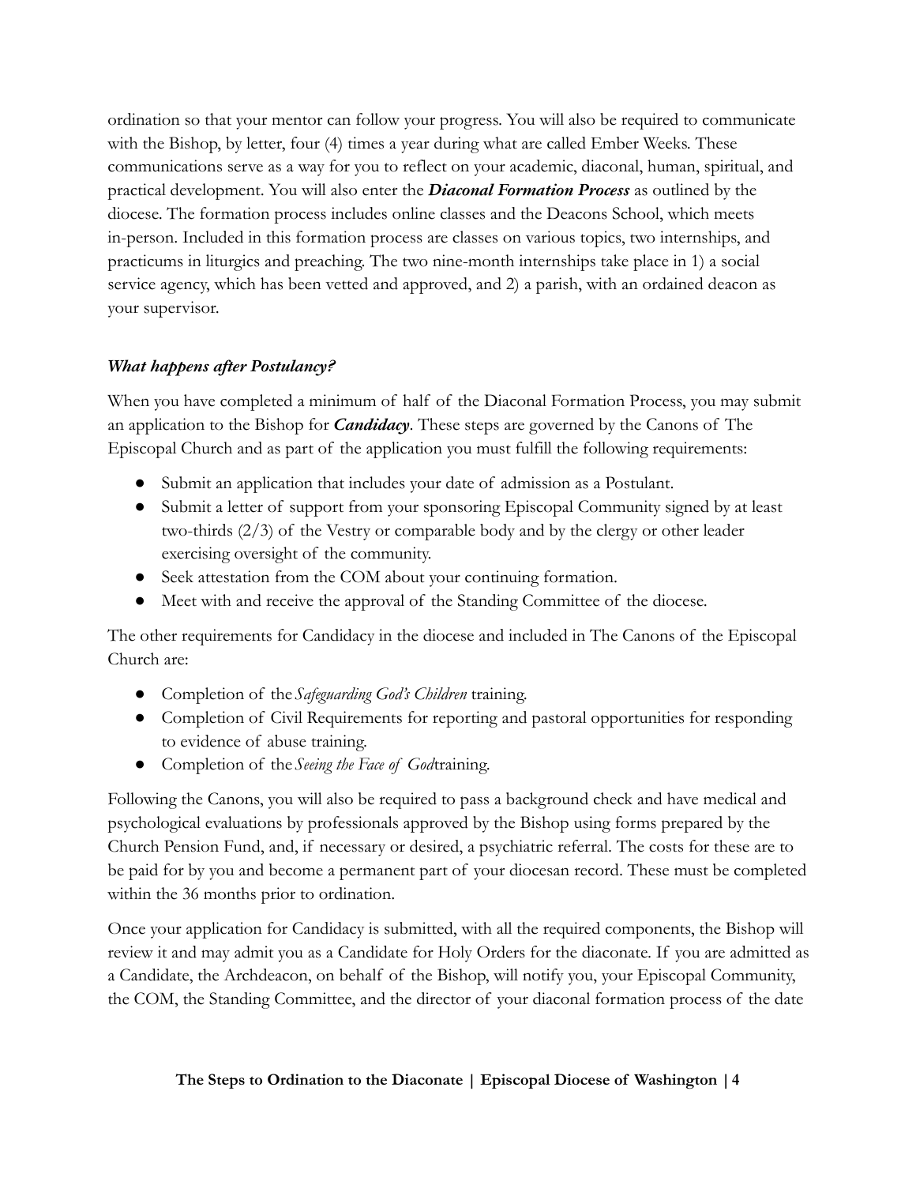ordination so that your mentor can follow your progress. You will also be required to communicate with the Bishop, by letter, four (4) times a year during what are called Ember Weeks. These communications serve as a way for you to reflect on your academic, diaconal, human, spiritual, and practical development. You will also enter the ***Diaconal Formation Process*** as outlined by the diocese. The formation process includes online classes and the Deacons School, which meets in-person. Included in this formation process are classes on various topics, two internships, and practicums in liturgics and preaching. The two nine-month internships take place in 1) a social service agency, which has been vetted and approved, and 2) a parish, with an ordained deacon as your supervisor.

### *What happens after Postulancy?*

When you have completed a minimum of half of the Diaconal Formation Process, you may submit an application to the Bishop for ***Candidacy***. These steps are governed by the Canons of The Episcopal Church and as part of the application you must fulfill the following requirements:

- Submit an application that includes your date of admission as a Postulant.
- Submit a letter of support from your sponsoring Episcopal Community signed by at least two-thirds (2/3) of the Vestry or comparable body and by the clergy or other leader exercising oversight of the community.
- Seek attestation from the COM about your continuing formation.
- Meet with and receive the approval of the Standing Committee of the diocese.

The other requirements for Candidacy in the diocese and included in The Canons of the Episcopal Church are:

- Completion of the *Safeguarding God's Children* training.
- Completion of Civil Requirements for reporting and pastoral opportunities for responding to evidence of abuse training.
- Completion of the *Seeing the Face of God* training.

Following the Canons, you will also be required to pass a background check and have medical and psychological evaluations by professionals approved by the Bishop using forms prepared by the Church Pension Fund, and, if necessary or desired, a psychiatric referral. The costs for these are to be paid for by you and become a permanent part of your diocesan record. These must be completed within the 36 months prior to ordination.

Once your application for Candidacy is submitted, with all the required components, the Bishop will review it and may admit you as a Candidate for Holy Orders for the diaconate. If you are admitted as a Candidate, the Archdeacon, on behalf of the Bishop, will notify you, your Episcopal Community, the COM, the Standing Committee, and the director of your diaconal formation process of the date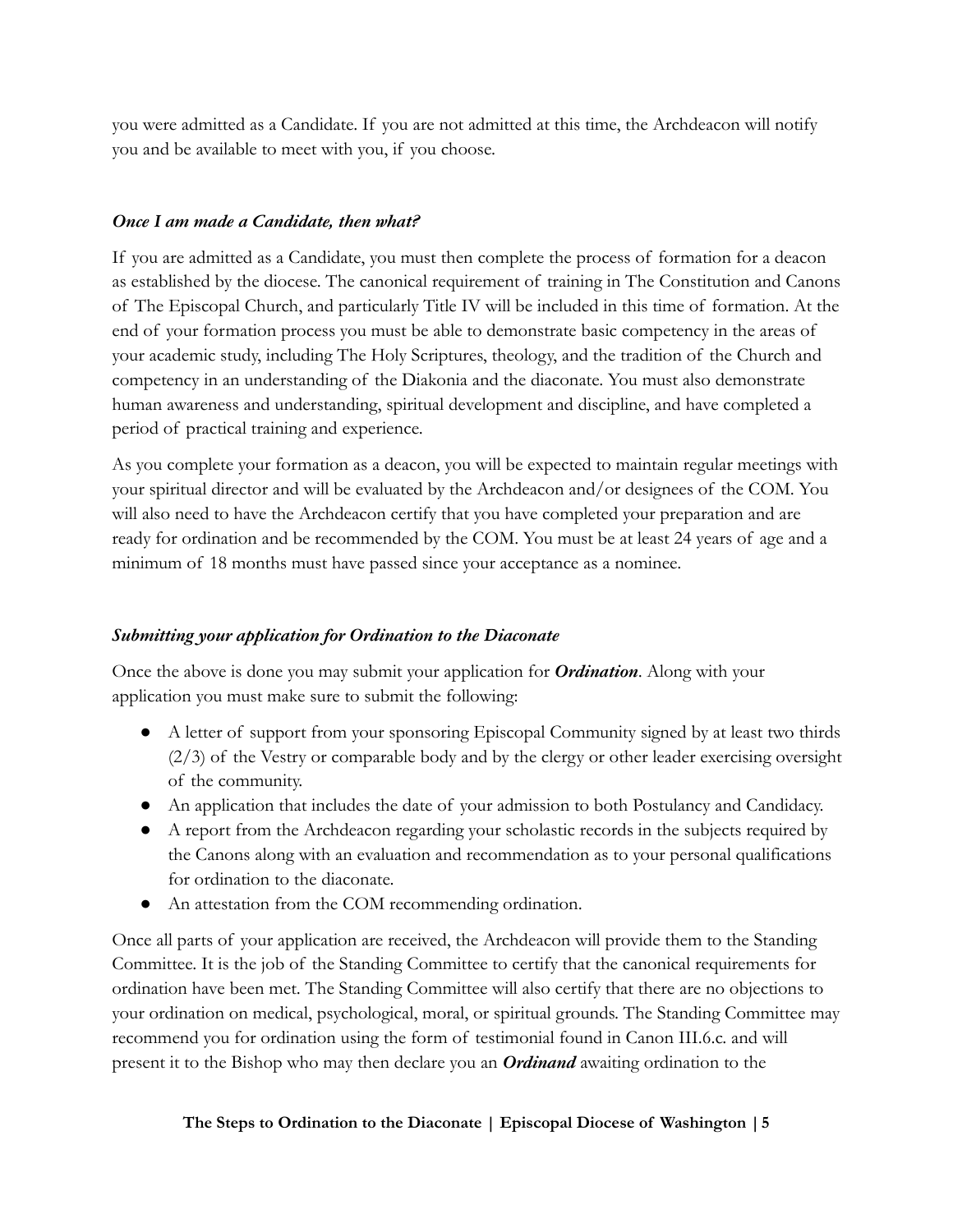you were admitted as a Candidate. If you are not admitted at this time, the Archdeacon will notify you and be available to meet with you, if you choose.

### *Once I am made a Candidate, then what?*

If you are admitted as a Candidate, you must then complete the process of formation for a deacon as established by the diocese. The canonical requirement of training in The Constitution and Canons of The Episcopal Church, and particularly Title IV will be included in this time of formation. At the end of your formation process you must be able to demonstrate basic competency in the areas of your academic study, including The Holy Scriptures, theology, and the tradition of the Church and competency in an understanding of the Diakonia and the diaconate. You must also demonstrate human awareness and understanding, spiritual development and discipline, and have completed a period of practical training and experience.

As you complete your formation as a deacon, you will be expected to maintain regular meetings with your spiritual director and will be evaluated by the Archdeacon and/or designees of the COM. You will also need to have the Archdeacon certify that you have completed your preparation and are ready for ordination and be recommended by the COM. You must be at least 24 years of age and a minimum of 18 months must have passed since your acceptance as a nominee.

### *Submitting your application for Ordination to the Diaconate*

Once the above is done you may submit your application for ***Ordination***. Along with your application you must make sure to submit the following:

- A letter of support from your sponsoring Episcopal Community signed by at least two thirds (2/3) of the Vestry or comparable body and by the clergy or other leader exercising oversight of the community.
- An application that includes the date of your admission to both Postulancy and Candidacy.
- A report from the Archdeacon regarding your scholastic records in the subjects required by the Canons along with an evaluation and recommendation as to your personal qualifications for ordination to the diaconate.
- An attestation from the COM recommending ordination.

Once all parts of your application are received, the Archdeacon will provide them to the Standing Committee. It is the job of the Standing Committee to certify that the canonical requirements for ordination have been met. The Standing Committee will also certify that there are no objections to your ordination on medical, psychological, moral, or spiritual grounds. The Standing Committee may recommend you for ordination using the form of testimonial found in Canon III.6.c. and will present it to the Bishop who may then declare you an ***Ordinand*** awaiting ordination to the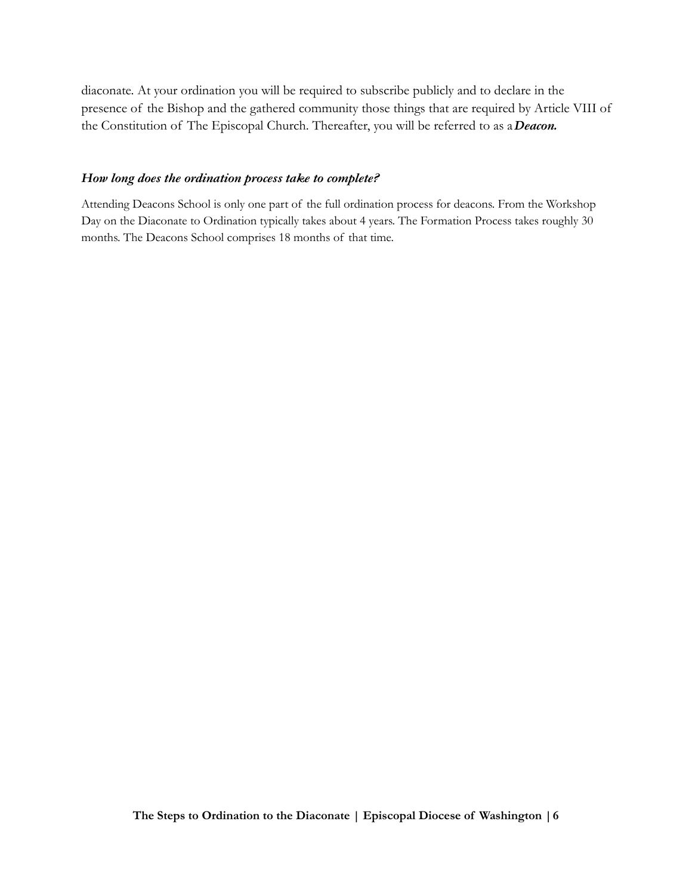diaconate. At your ordination you will be required to subscribe publicly and to declare in the presence of the Bishop and the gathered community those things that are required by Article VIII of the Constitution of The Episcopal Church. Thereafter, you will be referred to as a ***Deacon.***

### *How long does the ordination process take to complete?*

Attending Deacons School is only one part of the full ordination process for deacons. From the Workshop Day on the Diaconate to Ordination typically takes about 4 years. The Formation Process takes roughly 30 months. The Deacons School comprises 18 months of that time.